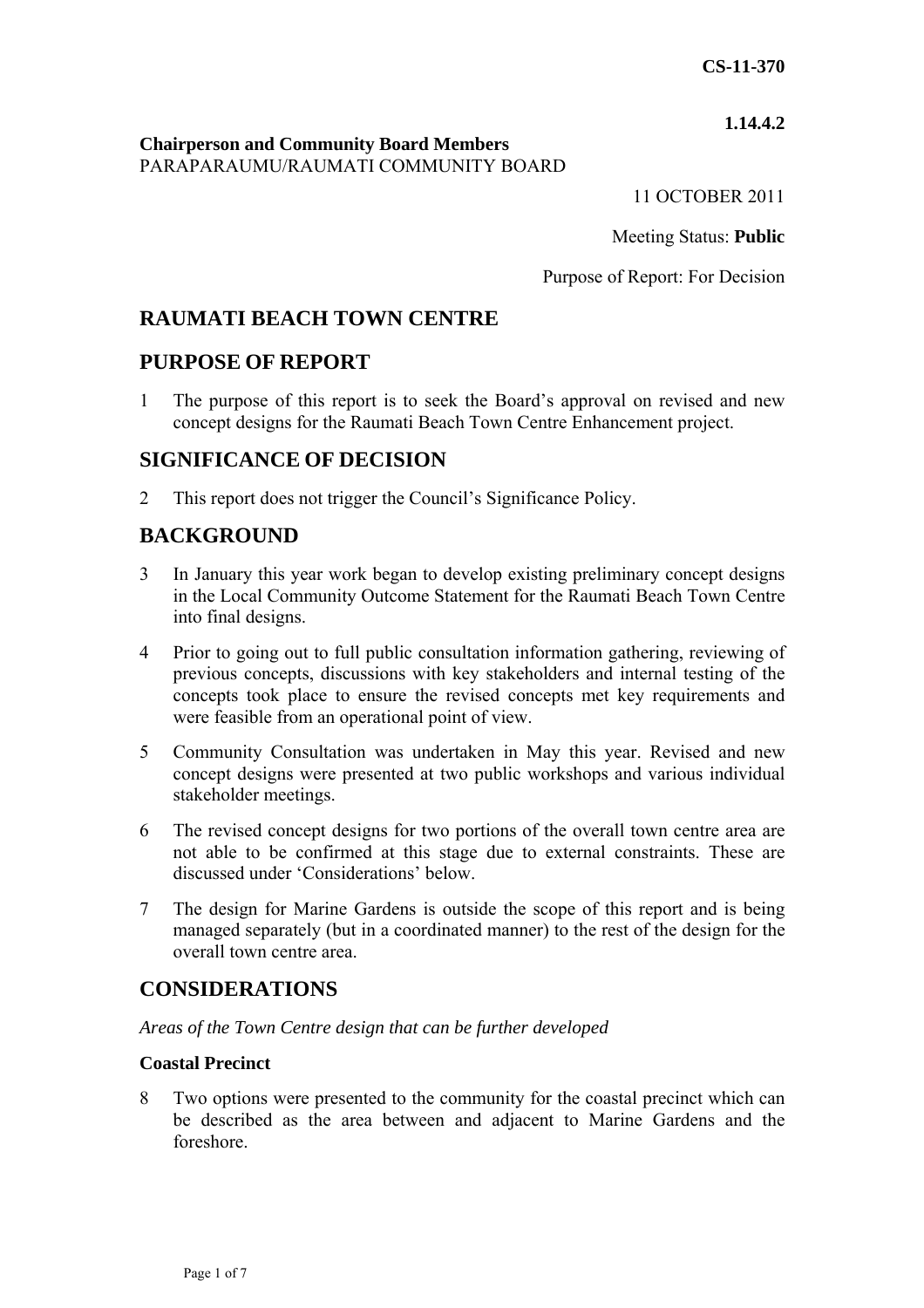**CS-11-370**

**1.14.4.2**

**Chairperson and Community Board Members**
PARAPARAUMU/RAUMATI COMMUNITY BOARD

11 OCTOBER 2011

Meeting Status: **Public**

Purpose of Report: For Decision

# RAUMATI BEACH TOWN CENTRE

## PURPOSE OF REPORT

1 The purpose of this report is to seek the Board's approval on revised and new concept designs for the Raumati Beach Town Centre Enhancement project.

## SIGNIFICANCE OF DECISION

2 This report does not trigger the Council's Significance Policy.

## BACKGROUND

3 In January this year work began to develop existing preliminary concept designs in the Local Community Outcome Statement for the Raumati Beach Town Centre into final designs.

4 Prior to going out to full public consultation information gathering, reviewing of previous concepts, discussions with key stakeholders and internal testing of the concepts took place to ensure the revised concepts met key requirements and were feasible from an operational point of view.

5 Community Consultation was undertaken in May this year. Revised and new concept designs were presented at two public workshops and various individual stakeholder meetings.

6 The revised concept designs for two portions of the overall town centre area are not able to be confirmed at this stage due to external constraints. These are discussed under 'Considerations' below.

7 The design for Marine Gardens is outside the scope of this report and is being managed separately (but in a coordinated manner) to the rest of the design for the overall town centre area.

## CONSIDERATIONS

*Areas of the Town Centre design that can be further developed*

### Coastal Precinct

8 Two options were presented to the community for the coastal precinct which can be described as the area between and adjacent to Marine Gardens and the foreshore.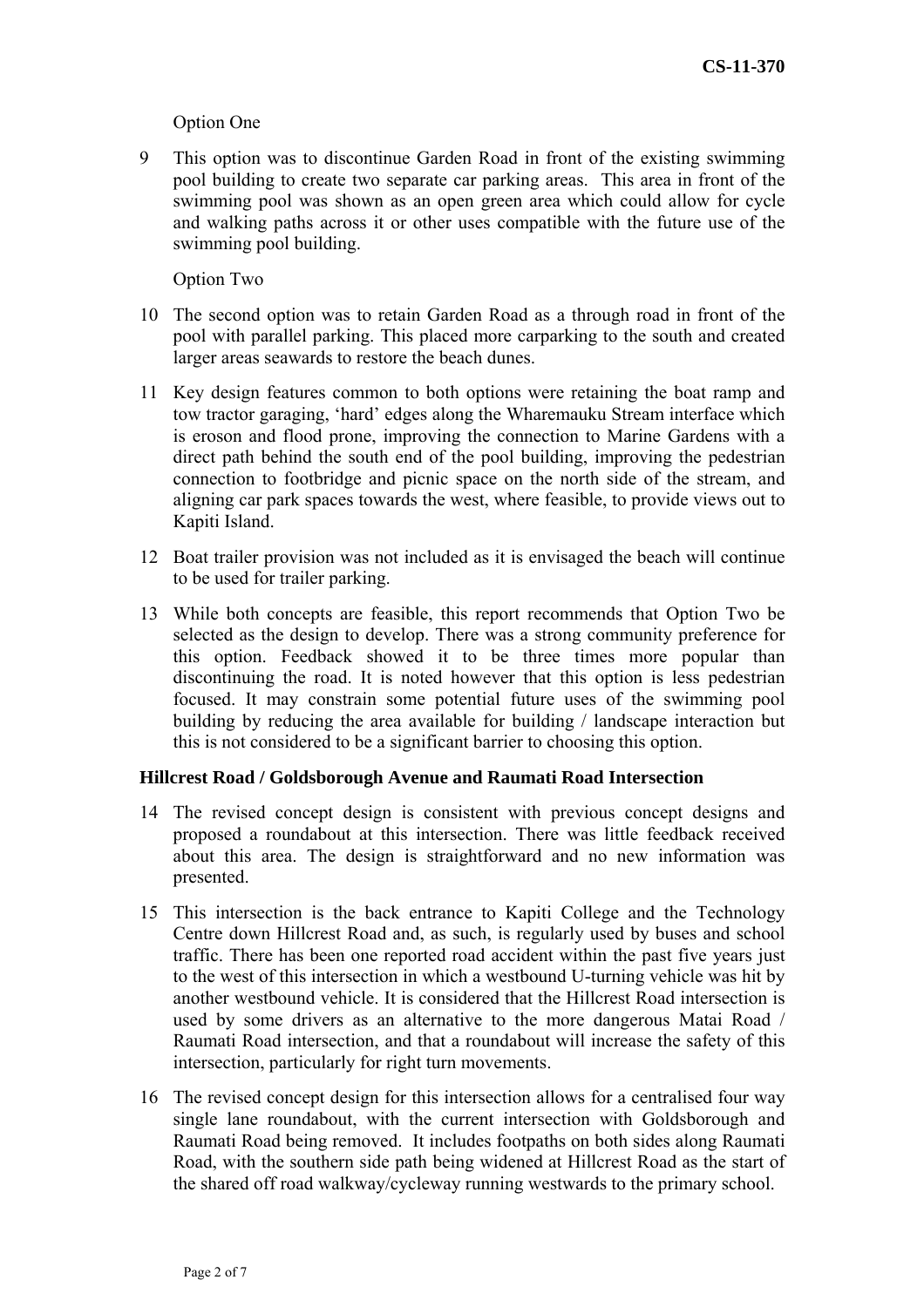Option One

9 This option was to discontinue Garden Road in front of the existing swimming pool building to create two separate car parking areas. This area in front of the swimming pool was shown as an open green area which could allow for cycle and walking paths across it or other uses compatible with the future use of the swimming pool building.

Option Two

10 The second option was to retain Garden Road as a through road in front of the pool with parallel parking. This placed more carparking to the south and created larger areas seawards to restore the beach dunes.

11 Key design features common to both options were retaining the boat ramp and tow tractor garaging, 'hard' edges along the Wharemauku Stream interface which is eroson and flood prone, improving the connection to Marine Gardens with a direct path behind the south end of the pool building, improving the pedestrian connection to footbridge and picnic space on the north side of the stream, and aligning car park spaces towards the west, where feasible, to provide views out to Kapiti Island.

12 Boat trailer provision was not included as it is envisaged the beach will continue to be used for trailer parking.

13 While both concepts are feasible, this report recommends that Option Two be selected as the design to develop. There was a strong community preference for this option. Feedback showed it to be three times more popular than discontinuing the road. It is noted however that this option is less pedestrian focused. It may constrain some potential future uses of the swimming pool building by reducing the area available for building / landscape interaction but this is not considered to be a significant barrier to choosing this option.

**Hillcrest Road / Goldsborough Avenue and Raumati Road Intersection**

14 The revised concept design is consistent with previous concept designs and proposed a roundabout at this intersection. There was little feedback received about this area. The design is straightforward and no new information was presented.

15 This intersection is the back entrance to Kapiti College and the Technology Centre down Hillcrest Road and, as such, is regularly used by buses and school traffic. There has been one reported road accident within the past five years just to the west of this intersection in which a westbound U-turning vehicle was hit by another westbound vehicle. It is considered that the Hillcrest Road intersection is used by some drivers as an alternative to the more dangerous Matai Road / Raumati Road intersection, and that a roundabout will increase the safety of this intersection, particularly for right turn movements.

16 The revised concept design for this intersection allows for a centralised four way single lane roundabout, with the current intersection with Goldsborough and Raumati Road being removed. It includes footpaths on both sides along Raumati Road, with the southern side path being widened at Hillcrest Road as the start of the shared off road walkway/cycleway running westwards to the primary school.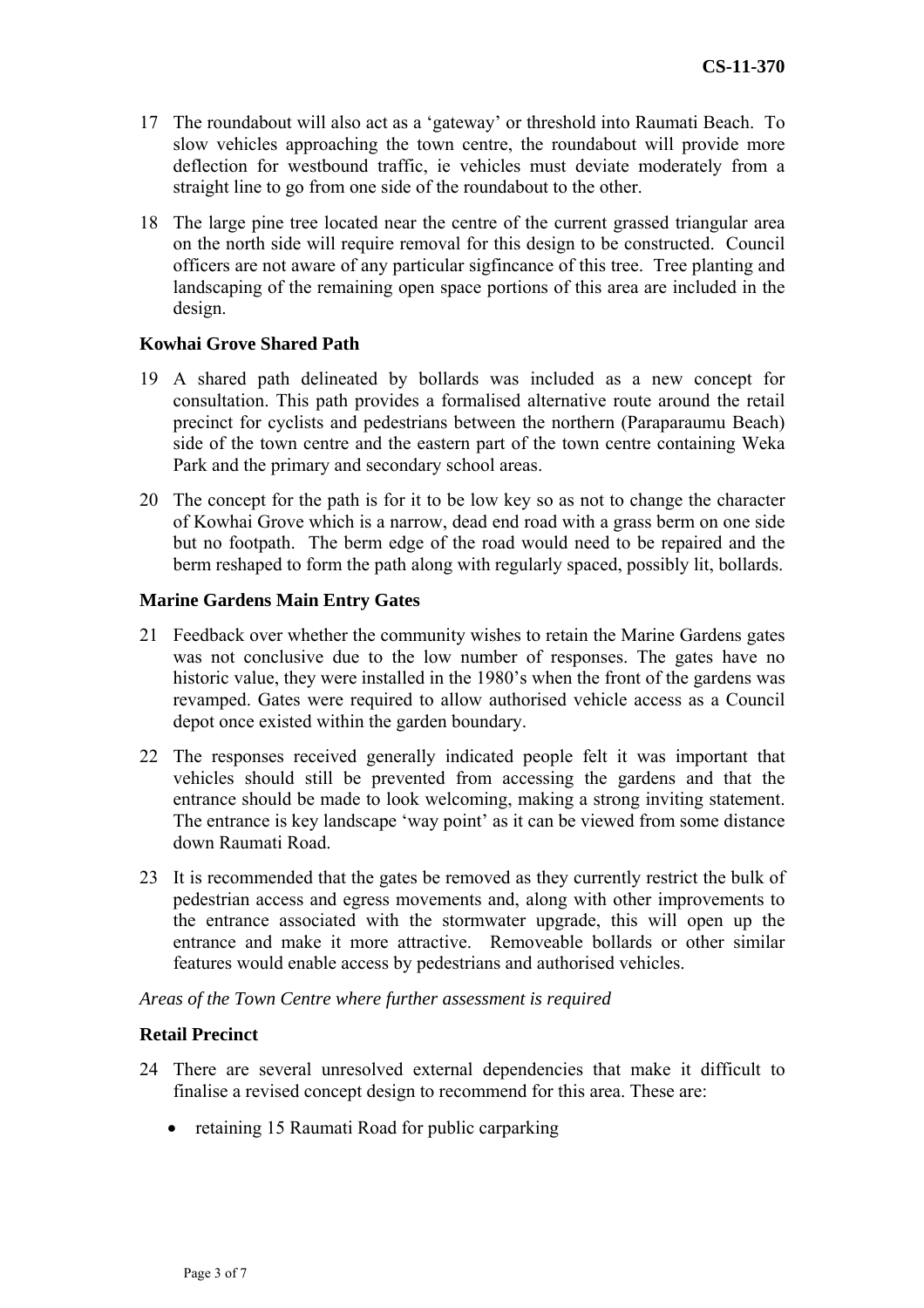17 The roundabout will also act as a 'gateway' or threshold into Raumati Beach. To slow vehicles approaching the town centre, the roundabout will provide more deflection for westbound traffic, ie vehicles must deviate moderately from a straight line to go from one side of the roundabout to the other.

18 The large pine tree located near the centre of the current grassed triangular area on the north side will require removal for this design to be constructed. Council officers are not aware of any particular sigfincance of this tree. Tree planting and landscaping of the remaining open space portions of this area are included in the design.

**Kowhai Grove Shared Path**

19 A shared path delineated by bollards was included as a new concept for consultation. This path provides a formalised alternative route around the retail precinct for cyclists and pedestrians between the northern (Paraparaumu Beach) side of the town centre and the eastern part of the town centre containing Weka Park and the primary and secondary school areas.

20 The concept for the path is for it to be low key so as not to change the character of Kowhai Grove which is a narrow, dead end road with a grass berm on one side but no footpath. The berm edge of the road would need to be repaired and the berm reshaped to form the path along with regularly spaced, possibly lit, bollards.

**Marine Gardens Main Entry Gates**

21 Feedback over whether the community wishes to retain the Marine Gardens gates was not conclusive due to the low number of responses. The gates have no historic value, they were installed in the 1980's when the front of the gardens was revamped. Gates were required to allow authorised vehicle access as a Council depot once existed within the garden boundary.

22 The responses received generally indicated people felt it was important that vehicles should still be prevented from accessing the gardens and that the entrance should be made to look welcoming, making a strong inviting statement. The entrance is key landscape 'way point' as it can be viewed from some distance down Raumati Road.

23 It is recommended that the gates be removed as they currently restrict the bulk of pedestrian access and egress movements and, along with other improvements to the entrance associated with the stormwater upgrade, this will open up the entrance and make it more attractive. Removeable bollards or other similar features would enable access by pedestrians and authorised vehicles.

*Areas of the Town Centre where further assessment is required*

**Retail Precinct**

24 There are several unresolved external dependencies that make it difficult to finalise a revised concept design to recommend for this area. These are:

- retaining 15 Raumati Road for public carparking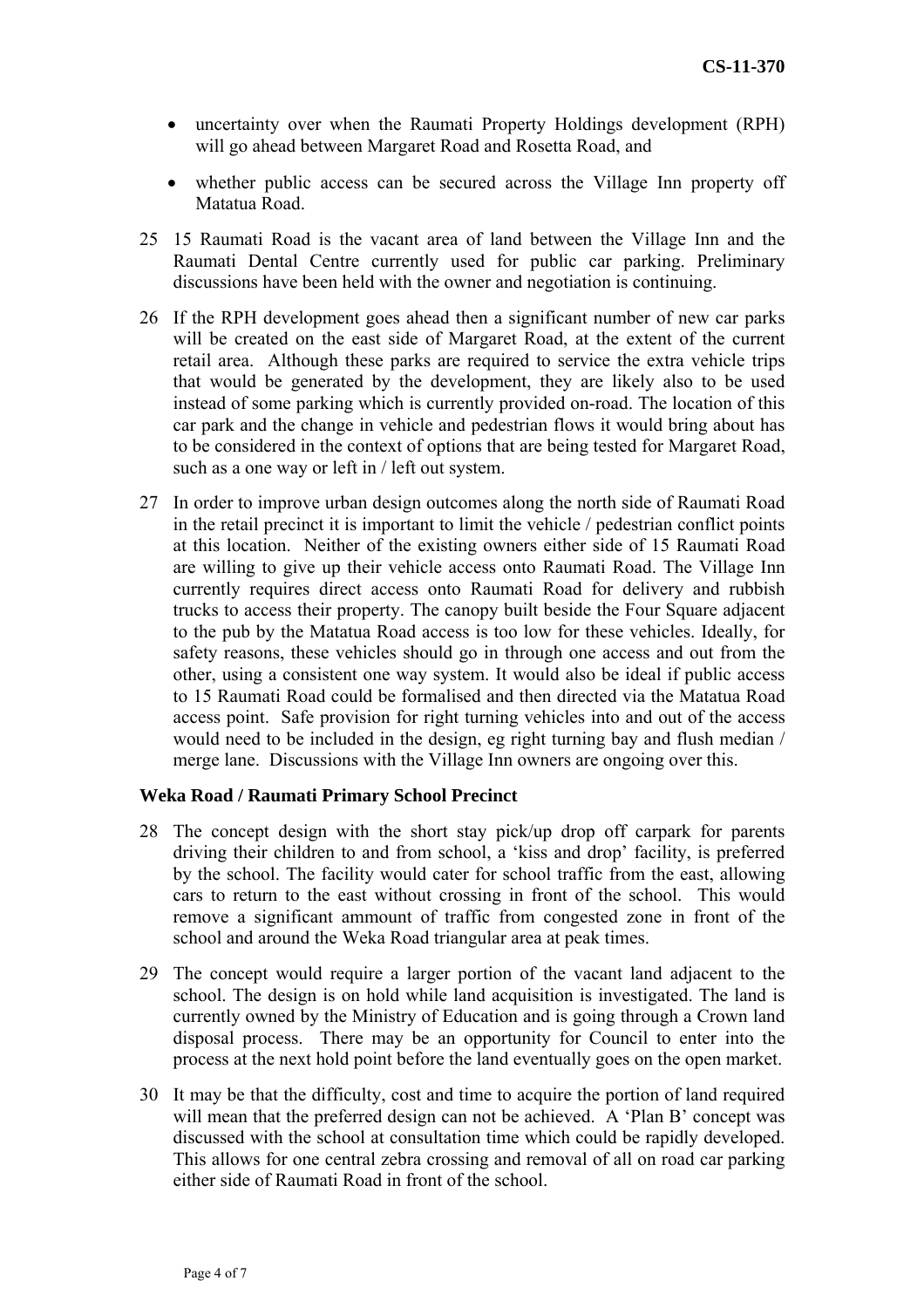- uncertainty over when the Raumati Property Holdings development (RPH) will go ahead between Margaret Road and Rosetta Road, and
- whether public access can be secured across the Village Inn property off Matatua Road.

25 15 Raumati Road is the vacant area of land between the Village Inn and the Raumati Dental Centre currently used for public car parking. Preliminary discussions have been held with the owner and negotiation is continuing.

26 If the RPH development goes ahead then a significant number of new car parks will be created on the east side of Margaret Road, at the extent of the current retail area. Although these parks are required to service the extra vehicle trips that would be generated by the development, they are likely also to be used instead of some parking which is currently provided on-road. The location of this car park and the change in vehicle and pedestrian flows it would bring about has to be considered in the context of options that are being tested for Margaret Road, such as a one way or left in / left out system.

27 In order to improve urban design outcomes along the north side of Raumati Road in the retail precinct it is important to limit the vehicle / pedestrian conflict points at this location. Neither of the existing owners either side of 15 Raumati Road are willing to give up their vehicle access onto Raumati Road. The Village Inn currently requires direct access onto Raumati Road for delivery and rubbish trucks to access their property. The canopy built beside the Four Square adjacent to the pub by the Matatua Road access is too low for these vehicles. Ideally, for safety reasons, these vehicles should go in through one access and out from the other, using a consistent one way system. It would also be ideal if public access to 15 Raumati Road could be formalised and then directed via the Matatua Road access point. Safe provision for right turning vehicles into and out of the access would need to be included in the design, eg right turning bay and flush median / merge lane. Discussions with the Village Inn owners are ongoing over this.

**Weka Road / Raumati Primary School Precinct**

28 The concept design with the short stay pick/up drop off carpark for parents driving their children to and from school, a 'kiss and drop' facility, is preferred by the school. The facility would cater for school traffic from the east, allowing cars to return to the east without crossing in front of the school. This would remove a significant ammount of traffic from congested zone in front of the school and around the Weka Road triangular area at peak times.

29 The concept would require a larger portion of the vacant land adjacent to the school. The design is on hold while land acquisition is investigated. The land is currently owned by the Ministry of Education and is going through a Crown land disposal process. There may be an opportunity for Council to enter into the process at the next hold point before the land eventually goes on the open market.

30 It may be that the difficulty, cost and time to acquire the portion of land required will mean that the preferred design can not be achieved. A 'Plan B' concept was discussed with the school at consultation time which could be rapidly developed. This allows for one central zebra crossing and removal of all on road car parking either side of Raumati Road in front of the school.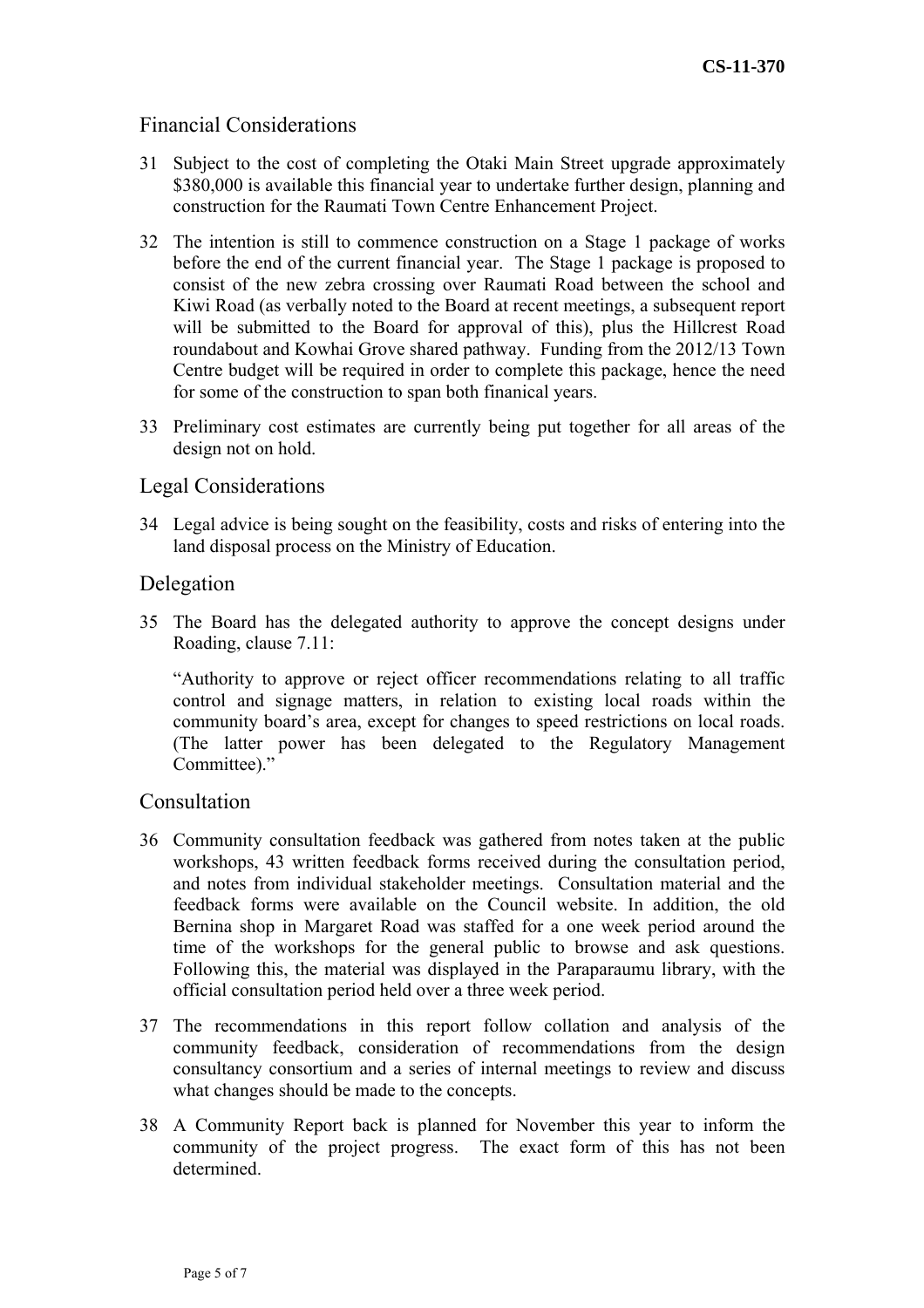## Financial Considerations

31 Subject to the cost of completing the Otaki Main Street upgrade approximately \$380,000 is available this financial year to undertake further design, planning and construction for the Raumati Town Centre Enhancement Project.

32 The intention is still to commence construction on a Stage 1 package of works before the end of the current financial year. The Stage 1 package is proposed to consist of the new zebra crossing over Raumati Road between the school and Kiwi Road (as verbally noted to the Board at recent meetings, a subsequent report will be submitted to the Board for approval of this), plus the Hillcrest Road roundabout and Kowhai Grove shared pathway. Funding from the 2012/13 Town Centre budget will be required in order to complete this package, hence the need for some of the construction to span both finanical years.

33 Preliminary cost estimates are currently being put together for all areas of the design not on hold.

## Legal Considerations

34 Legal advice is being sought on the feasibility, costs and risks of entering into the land disposal process on the Ministry of Education.

## Delegation

35 The Board has the delegated authority to approve the concept designs under Roading, clause 7.11:

"Authority to approve or reject officer recommendations relating to all traffic control and signage matters, in relation to existing local roads within the community board's area, except for changes to speed restrictions on local roads. (The latter power has been delegated to the Regulatory Management Committee)."

## Consultation

36 Community consultation feedback was gathered from notes taken at the public workshops, 43 written feedback forms received during the consultation period, and notes from individual stakeholder meetings. Consultation material and the feedback forms were available on the Council website. In addition, the old Bernina shop in Margaret Road was staffed for a one week period around the time of the workshops for the general public to browse and ask questions. Following this, the material was displayed in the Paraparaumu library, with the official consultation period held over a three week period.

37 The recommendations in this report follow collation and analysis of the community feedback, consideration of recommendations from the design consultancy consortium and a series of internal meetings to review and discuss what changes should be made to the concepts.

38 A Community Report back is planned for November this year to inform the community of the project progress. The exact form of this has not been determined.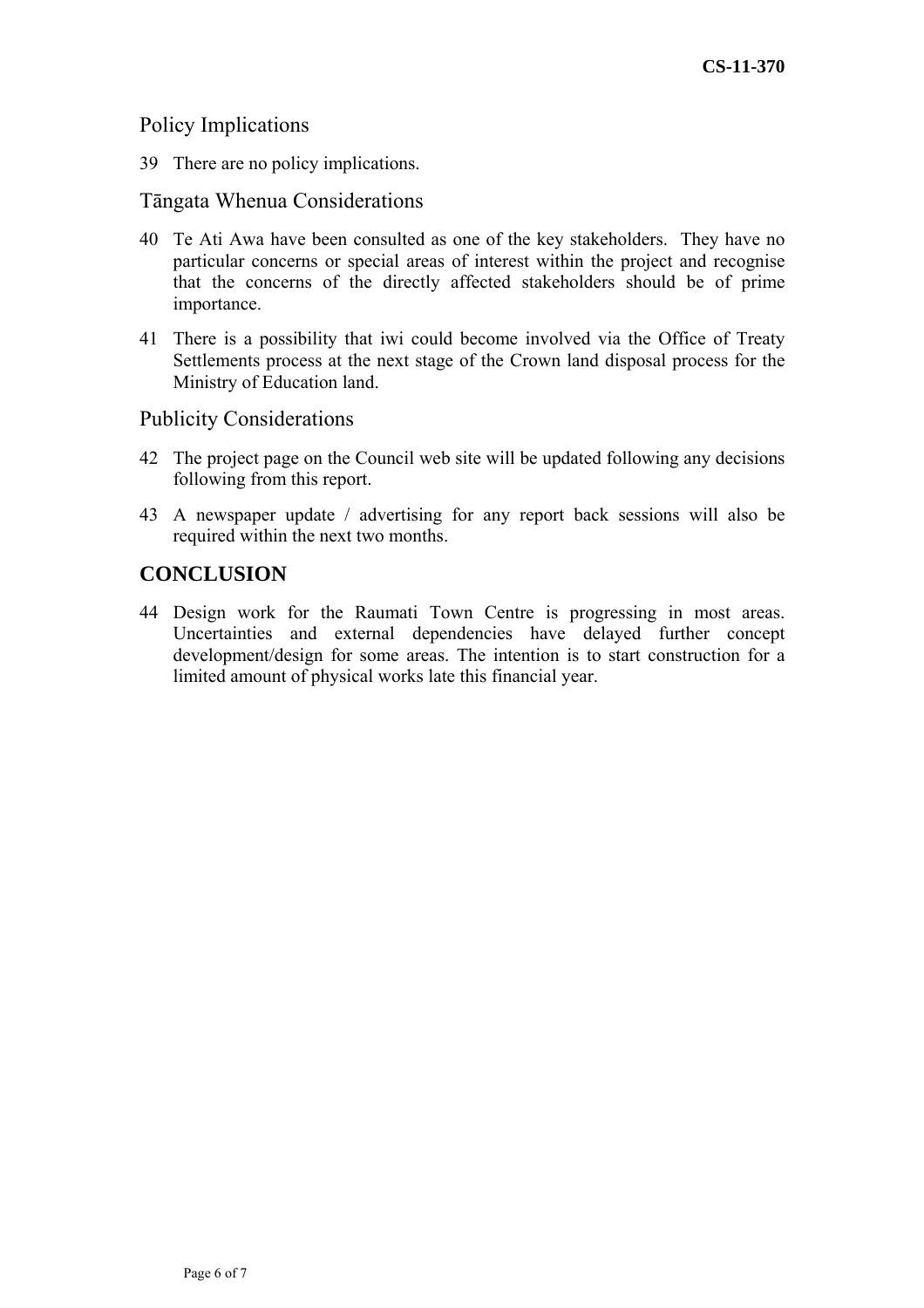## Policy Implications

39 There are no policy implications.

## Tāngata Whenua Considerations

40 Te Ati Awa have been consulted as one of the key stakeholders. They have no particular concerns or special areas of interest within the project and recognise that the concerns of the directly affected stakeholders should be of prime importance.

41 There is a possibility that iwi could become involved via the Office of Treaty Settlements process at the next stage of the Crown land disposal process for the Ministry of Education land.

## Publicity Considerations

42 The project page on the Council web site will be updated following any decisions following from this report.

43 A newspaper update / advertising for any report back sessions will also be required within the next two months.

# CONCLUSION

44 Design work for the Raumati Town Centre is progressing in most areas. Uncertainties and external dependencies have delayed further concept development/design for some areas. The intention is to start construction for a limited amount of physical works late this financial year.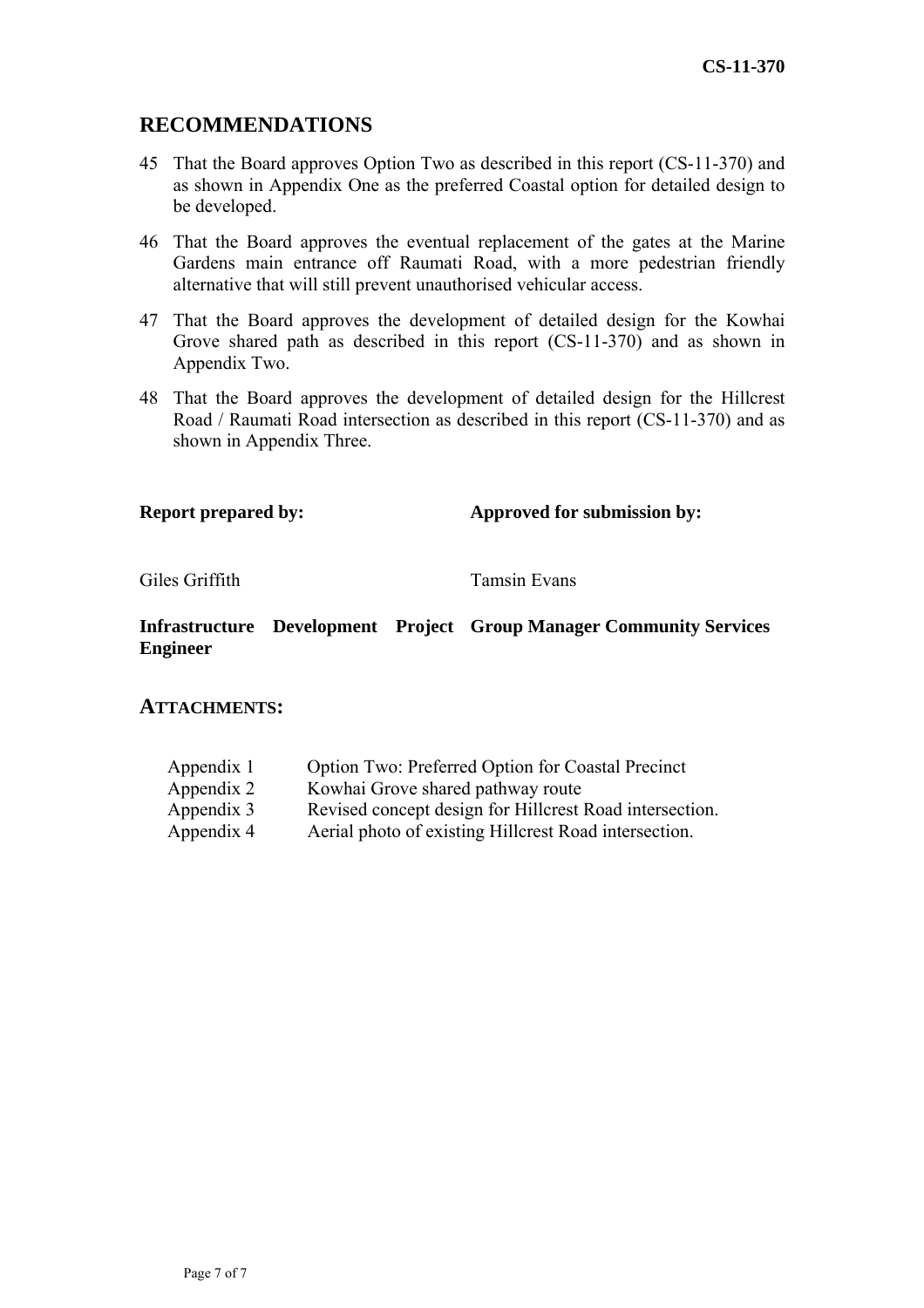## RECOMMENDATIONS

45 That the Board approves Option Two as described in this report (CS-11-370) and as shown in Appendix One as the preferred Coastal option for detailed design to be developed.

46 That the Board approves the eventual replacement of the gates at the Marine Gardens main entrance off Raumati Road, with a more pedestrian friendly alternative that will still prevent unauthorised vehicular access.

47 That the Board approves the development of detailed design for the Kowhai Grove shared path as described in this report (CS-11-370) and as shown in Appendix Two.

48 That the Board approves the development of detailed design for the Hillcrest Road / Raumati Road intersection as described in this report (CS-11-370) and as shown in Appendix Three.

| | |
|---|---|
| **Report prepared by:** | **Approved for submission by:** |
| Giles Griffith | Tamsin Evans |
| **Infrastructure Development Project Engineer** | **Group Manager Community Services** |

## ATTACHMENTS:

| | |
|---|---|
| Appendix 1 | Option Two: Preferred Option for Coastal Precinct |
| Appendix 2 | Kowhai Grove shared pathway route |
| Appendix 3 | Revised concept design for Hillcrest Road intersection. |
| Appendix 4 | Aerial photo of existing Hillcrest Road intersection. |